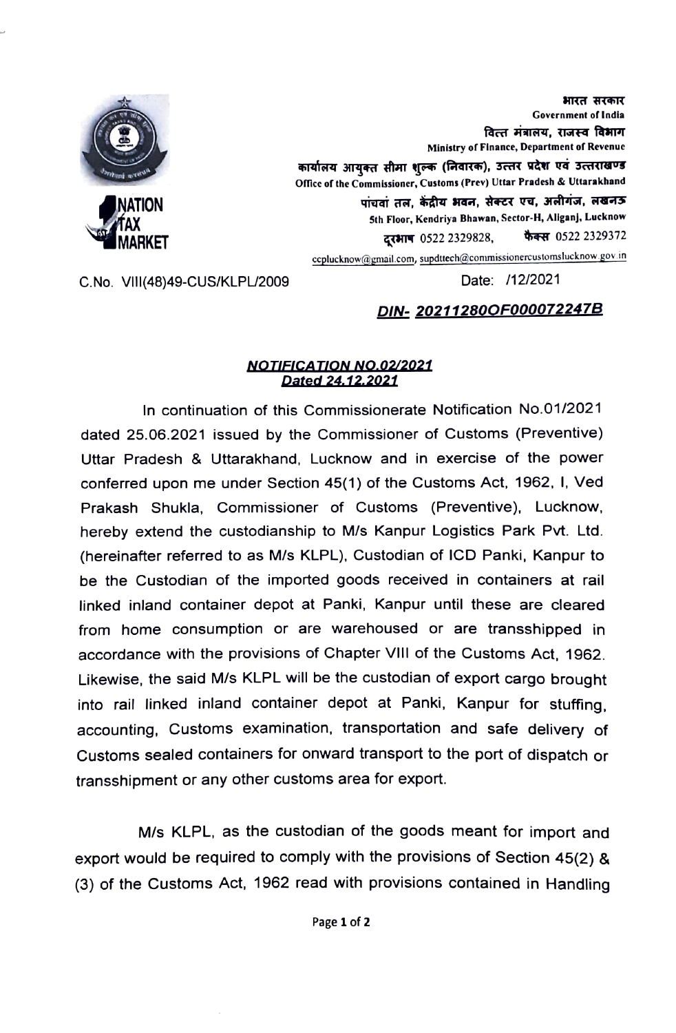भारत सरकार
Government of India
वित्त मंत्रालय, राजस्व विभाग
Ministry of Finance, Department of Revenue
कार्यालय आयुक्त सीमा शुल्क (निवारक), उत्तर प्रदेश एवं उत्तराखण्ड
Office of the Commissioner, Customs (Prev) Uttar Pradesh & Uttarakhand
पांचवां तल, केंद्रीय भवन, सेक्टर एच, अलीगंज, लखनऊ
5th Floor, Kendriya Bhawan, Sector-H, Aliganj, Lucknow
दूरभाष 0522 2329828, फैक्स 0522 2329372
ccplucknow@gmail.com, supdttech@commissionercustomslucknow.gov.in

C.No. VIII(48)49-CUS/KLPL/2009 Date: /12/2021

***DIN- 20211280OF000072247B***

***NOTIFICATION NO.02/2021***
***Dated 24.12.2021***

In continuation of this Commissionerate Notification No.01/2021 dated 25.06.2021 issued by the Commissioner of Customs (Preventive) Uttar Pradesh & Uttarakhand, Lucknow and in exercise of the power conferred upon me under Section 45(1) of the Customs Act, 1962, I, Ved Prakash Shukla, Commissioner of Customs (Preventive), Lucknow, hereby extend the custodianship to M/s Kanpur Logistics Park Pvt. Ltd. (hereinafter referred to as M/s KLPL), Custodian of ICD Panki, Kanpur to be the Custodian of the imported goods received in containers at rail linked inland container depot at Panki, Kanpur until these are cleared from home consumption or are warehoused or are transshipped in accordance with the provisions of Chapter VIII of the Customs Act, 1962. Likewise, the said M/s KLPL will be the custodian of export cargo brought into rail linked inland container depot at Panki, Kanpur for stuffing, accounting, Customs examination, transportation and safe delivery of Customs sealed containers for onward transport to the port of dispatch or transshipment or any other customs area for export.

M/s KLPL, as the custodian of the goods meant for import and export would be required to comply with the provisions of Section 45(2) & (3) of the Customs Act, 1962 read with provisions contained in Handling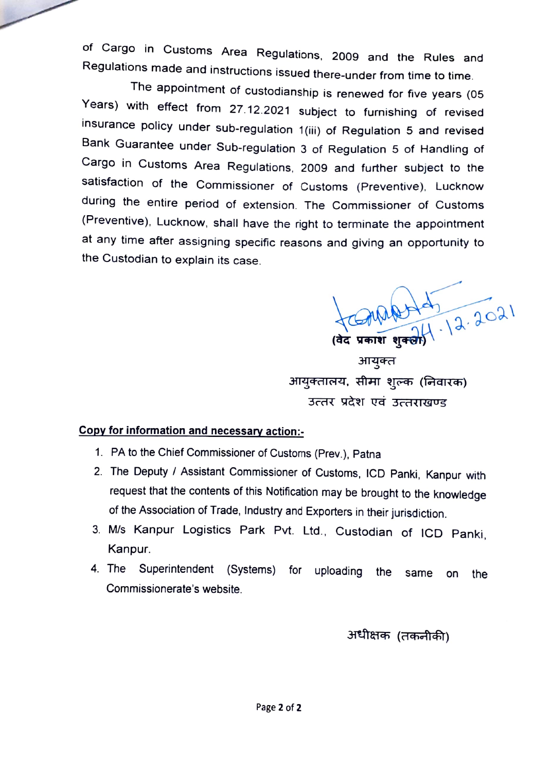of Cargo in Customs Area Regulations, 2009 and the Rules and Regulations made and instructions issued there-under from time to time.

The appointment of custodianship is renewed for five years (05 Years) with effect from 27.12.2021 subject to furnishing of revised insurance policy under sub-regulation 1(iii) of Regulation 5 and revised Bank Guarantee under Sub-regulation 3 of Regulation 5 of Handling of Cargo in Customs Area Regulations, 2009 and further subject to the satisfaction of the Commissioner of Customs (Preventive), Lucknow during the entire period of extension. The Commissioner of Customs (Preventive), Lucknow, shall have the right to terminate the appointment at any time after assigning specific reasons and giving an opportunity to the Custodian to explain its case.

24.12.2021

(वेद प्रकाश शुक्ला)
आयुक्त
आयुक्तालय, सीमा शुल्क (निवारक)
उत्तर प्रदेश एवं उत्तराखण्ड

**Copy for information and necessary action:-**

1. PA to the Chief Commissioner of Customs (Prev.), Patna
2. The Deputy / Assistant Commissioner of Customs, ICD Panki, Kanpur with request that the contents of this Notification may be brought to the knowledge of the Association of Trade, Industry and Exporters in their jurisdiction.
3. M/s Kanpur Logistics Park Pvt. Ltd., Custodian of ICD Panki, Kanpur.
4. The Superintendent (Systems) for uploading the same on the Commissionerate's website.

अधीक्षक (तकनीकी)